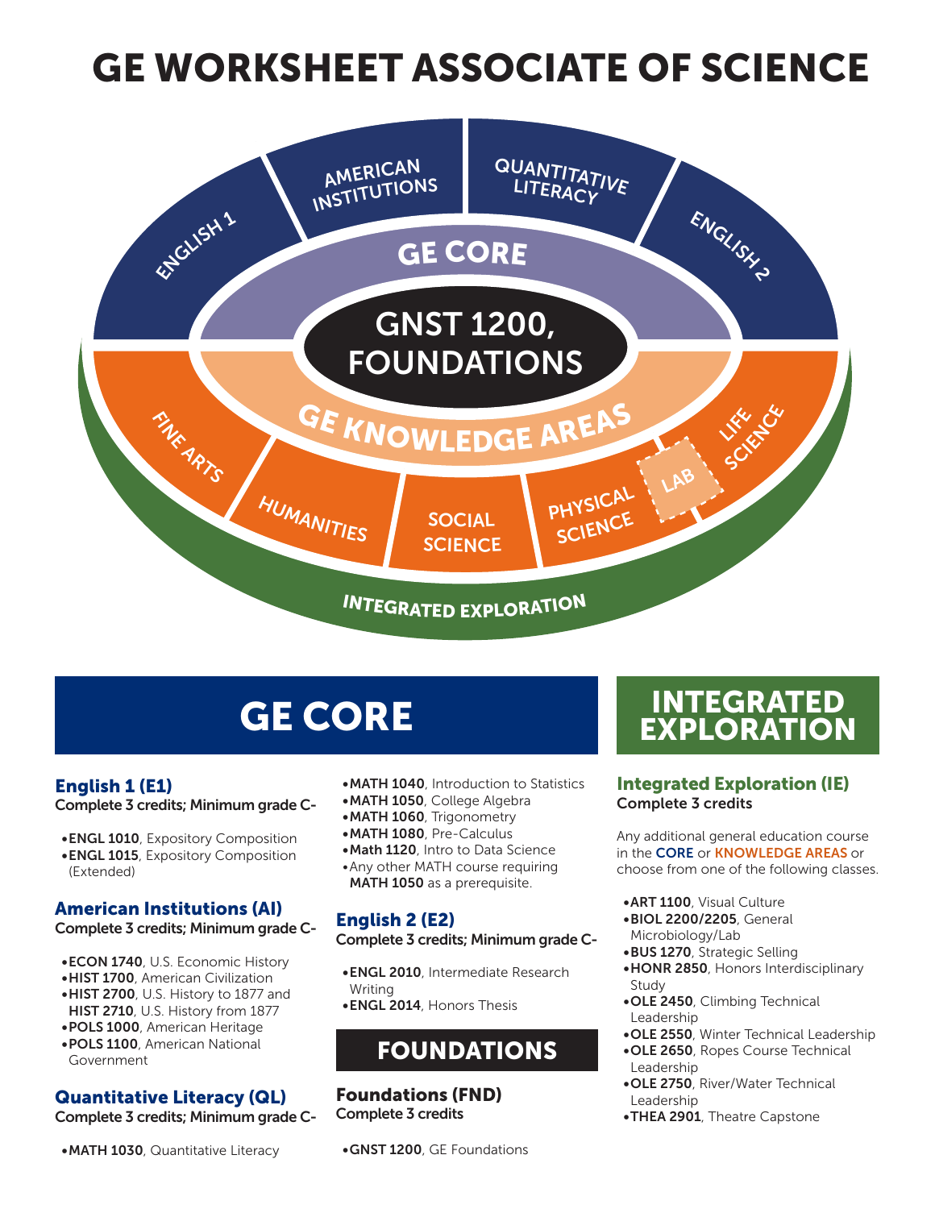# GE WORKSHEET ASSOCIATE OF SCIENCE

## GE CORE

### English 1 (E1)

**Complete 3 credits; Minimum grade C-**

- **ENGL 1010**, Expository Composition
- **ENGL 1015**, Expository Composition (Extended)

### American Institutions (AI)

**Complete 3 credits; Minimum grade C-**

- **ECON 1740**, U.S. Economic History
- **HIST 1700**, American Civilization
- **HIST 2700**, U.S. History to 1877 and **HIST 2710**, U.S. History from 1877
- **POLS 1000**, American Heritage
- **POLS 1100**, American National Government

### Quantitative Literacy (QL)

**Complete 3 credits; Minimum grade C-**

- **MATH 1030**, Quantitative Literacy
- **MATH 1040**, Introduction to Statistics
- **MATH 1050**, College Algebra
- **MATH 1060**, Trigonometry
- **MATH 1080**, Pre-Calculus
- **Math 1120**, Intro to Data Science
- Any other MATH course requiring **MATH 1050** as a prerequisite.

### English 2 (E2)

**Complete 3 credits; Minimum grade C-**

- **ENGL 2010**, Intermediate Research Writing
- **ENGL 2014**, Honors Thesis

## FOUNDATIONS

### Foundations (FND)

**Complete 3 credits**

- **GNST 1200**, GE Foundations

## INTEGRATED EXPLORATION

### Integrated Exploration (IE)

**Complete 3 credits**

Any additional general education course in the CORE or KNOWLEDGE AREAS or choose from one of the following classes.

- **ART 1100**, Visual Culture
- **BIOL 2200/2205**, General Microbiology/Lab
- **BUS 1270**, Strategic Selling
- **HONR 2850**, Honors Interdisciplinary Study
- **OLE 2450**, Climbing Technical Leadership
- **OLE 2550**, Winter Technical Leadership
- **OLE 2650**, Ropes Course Technical Leadership
- **OLE 2750**, River/Water Technical Leadership
- **THEA 2901**, Theatre Capstone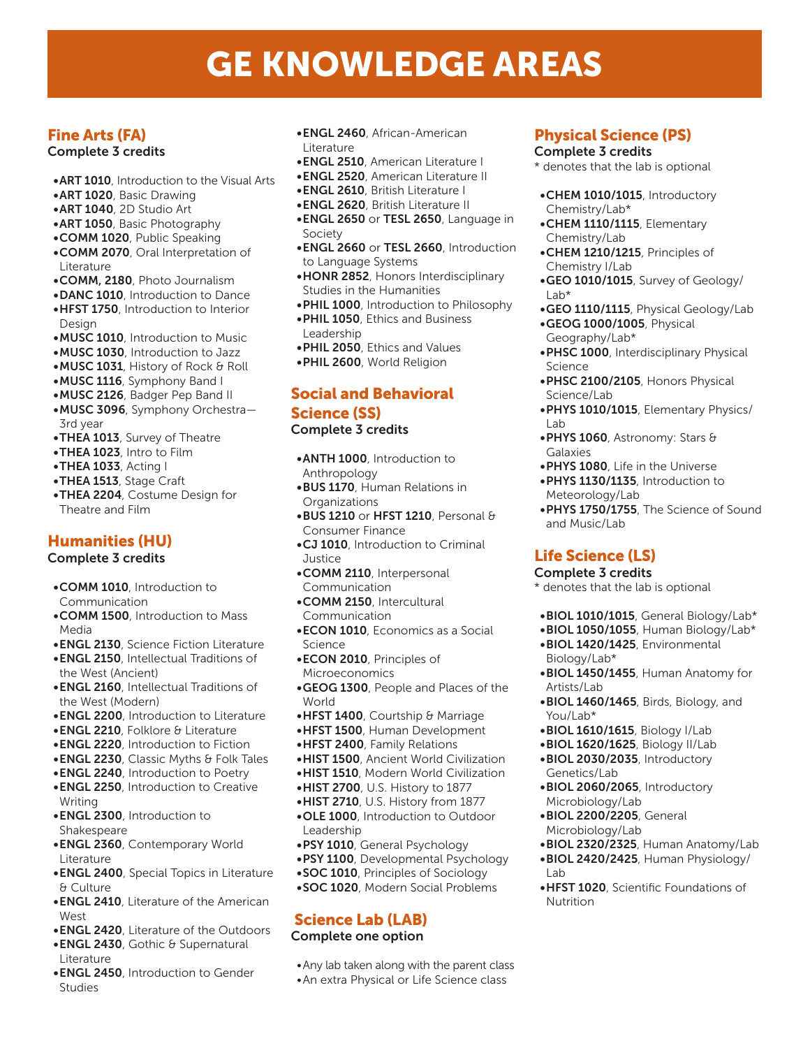# GE KNOWLEDGE AREAS

## Fine Arts (FA)

**Complete 3 credits**

- **ART 1010**, Introduction to the Visual Arts
- **ART 1020**, Basic Drawing
- **ART 1040**, 2D Studio Art
- **ART 1050**, Basic Photography
- **COMM 1020**, Public Speaking
- **COMM 2070**, Oral Interpretation of Literature
- **COMM, 2180**, Photo Journalism
- **DANC 1010**, Introduction to Dance
- **HFST 1750**, Introduction to Interior Design
- **MUSC 1010**, Introduction to Music
- **MUSC 1030**, Introduction to Jazz
- **MUSC 1031**, History of Rock & Roll
- **MUSC 1116**, Symphony Band I
- **MUSC 2126**, Badger Pep Band II
- **MUSC 3096**, Symphony Orchestra—3rd year
- **THEA 1013**, Survey of Theatre
- **THEA 1023**, Intro to Film
- **THEA 1033**, Acting I
- **THEA 1513**, Stage Craft
- **THEA 2204**, Costume Design for Theatre and Film

## Humanities (HU)

**Complete 3 credits**

- **COMM 1010**, Introduction to Communication
- **COMM 1500**, Introduction to Mass Media
- **ENGL 2130**, Science Fiction Literature
- **ENGL 2150**, Intellectual Traditions of the West (Ancient)
- **ENGL 2160**, Intellectual Traditions of the West (Modern)
- **ENGL 2200**, Introduction to Literature
- **ENGL 2210**, Folklore & Literature
- **ENGL 2220**, Introduction to Fiction
- **ENGL 2230**, Classic Myths & Folk Tales
- **ENGL 2240**, Introduction to Poetry
- **ENGL 2250**, Introduction to Creative Writing
- **ENGL 2300**, Introduction to Shakespeare
- **ENGL 2360**, Contemporary World Literature
- **ENGL 2400**, Special Topics in Literature & Culture
- **ENGL 2410**, Literature of the American West
- **ENGL 2420**, Literature of the Outdoors
- **ENGL 2430**, Gothic & Supernatural Literature
- **ENGL 2450**, Introduction to Gender Studies
- **ENGL 2460**, African-American Literature
- **ENGL 2510**, American Literature I
- **ENGL 2520**, American Literature II
- **ENGL 2610**, British Literature I
- **ENGL 2620**, British Literature II
- **ENGL 2650** or **TESL 2650**, Language in Society
- **ENGL 2660** or **TESL 2660**, Introduction to Language Systems
- **HONR 2852**, Honors Interdisciplinary Studies in the Humanities
- **PHIL 1000**, Introduction to Philosophy
- **PHIL 1050**, Ethics and Business Leadership
- **PHIL 2050**, Ethics and Values
- **PHIL 2600**, World Religion

## Social and Behavioral Science (SS)

**Complete 3 credits**

- **ANTH 1000**, Introduction to Anthropology
- **BUS 1170**, Human Relations in Organizations
- **BUS 1210** or **HFST 1210**, Personal & Consumer Finance
- **CJ 1010**, Introduction to Criminal Justice
- **COMM 2110**, Interpersonal Communication
- **COMM 2150**, Intercultural Communication
- **ECON 1010**, Economics as a Social Science
- **ECON 2010**, Principles of Microeconomics
- **GEOG 1300**, People and Places of the World
- **HFST 1400**, Courtship & Marriage
- **HFST 1500**, Human Development
- **HFST 2400**, Family Relations
- **HIST 1500**, Ancient World Civilization
- **HIST 1510**, Modern World Civilization
- **HIST 2700**, U.S. History to 1877
- **HIST 2710**, U.S. History from 1877
- **OLE 1000**, Introduction to Outdoor Leadership
- **PSY 1010**, General Psychology
- **PSY 1100**, Developmental Psychology
- **SOC 1010**, Principles of Sociology
- **SOC 1020**, Modern Social Problems

## Science Lab (LAB)

**Complete one option**

- Any lab taken along with the parent class
- An extra Physical or Life Science class

## Physical Science (PS)

**Complete 3 credits**

* denotes that the lab is optional

- **CHEM 1010/1015**, Introductory Chemistry/Lab*
- **CHEM 1110/1115**, Elementary Chemistry/Lab
- **CHEM 1210/1215**, Principles of Chemistry I/Lab
- **GEO 1010/1015**, Survey of Geology/Lab*
- **GEO 1110/1115**, Physical Geology/Lab
- **GEOG 1000/1005**, Physical Geography/Lab*
- **PHSC 1000**, Interdisciplinary Physical Science
- **PHSC 2100/2105**, Honors Physical Science/Lab
- **PHYS 1010/1015**, Elementary Physics/Lab
- **PHYS 1060**, Astronomy: Stars & Galaxies
- **PHYS 1080**, Life in the Universe
- **PHYS 1130/1135**, Introduction to Meteorology/Lab
- **PHYS 1750/1755**, The Science of Sound and Music/Lab

## Life Science (LS)

**Complete 3 credits**

* denotes that the lab is optional

- **BIOL 1010/1015**, General Biology/Lab*
- **BIOL 1050/1055**, Human Biology/Lab*
- **BIOL 1420/1425**, Environmental Biology/Lab*
- **BIOL 1450/1455**, Human Anatomy for Artists/Lab
- **BIOL 1460/1465**, Birds, Biology, and You/Lab*
- **BIOL 1610/1615**, Biology I/Lab
- **BIOL 1620/1625**, Biology II/Lab
- **BIOL 2030/2035**, Introductory Genetics/Lab
- **BIOL 2060/2065**, Introductory Microbiology/Lab
- **BIOL 2200/2205**, General Microbiology/Lab
- **BIOL 2320/2325**, Human Anatomy/Lab
- **BIOL 2420/2425**, Human Physiology/Lab
- **HFST 1020**, Scientific Foundations of Nutrition